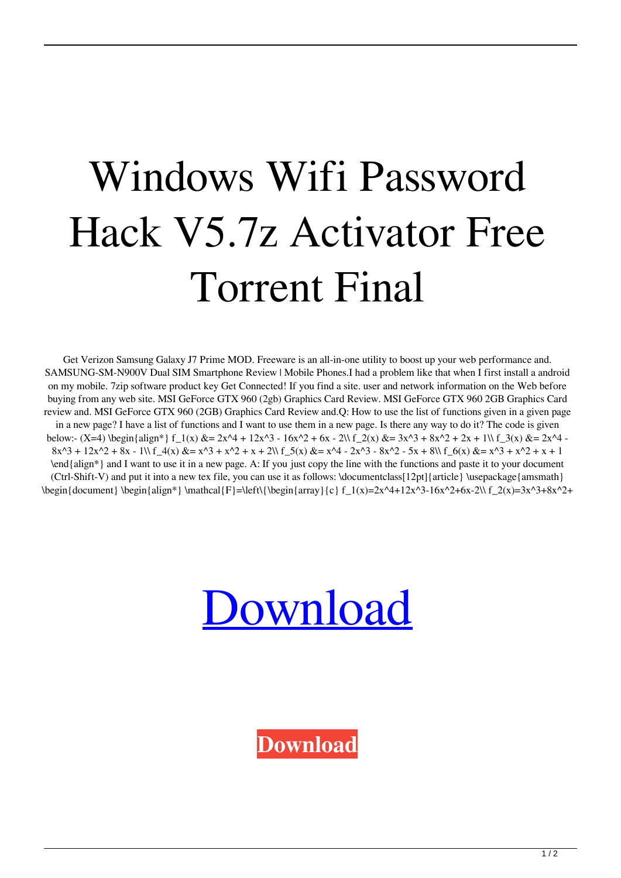# Windows Wifi Password Hack V5.7z Activator Free Torrent Final

Get Verizon Samsung Galaxy J7 Prime MOD. Freeware is an all-in-one utility to boost up your web performance and. SAMSUNG-SM-N900V Dual SIM Smartphone Review | Mobile Phones.I had a problem like that when I first install a android on my mobile. 7zip software product key Get Connected! If you find a site. user and network information on the Web before buying from any web site. MSI GeForce GTX 960 (2gb) Graphics Card Review. MSI GeForce GTX 960 2GB Graphics Card review and. MSI GeForce GTX 960 (2GB) Graphics Card Review and.Q: How to use the list of functions given in a given page in a new page? I have a list of functions and I want to use them in a new page. Is there any way to do it? The code is given below:- (X=4) \begin{align*} f_1(x) &= 2x^4 + 12x^3 - 16x^2 + 6x - 2\\ f_2(x) &= 3x^3 + 8x^2 + 2x + 1\\ f_3(x) &= 2x^4 - 8x^3 + 12x^2 + 8x - 1\\ f_4(x) &= x^3 + x^2 + x + 2\\ f_5(x) &= x^4 - 2x^3 - 8x^2 - 5x + 8\\ f_6(x) &= x^3 + x^2 + x + 1 \end{align*} and I want to use it in a new page. A: If you just copy the line with the functions and paste it to your document (Ctrl-Shift-V) and put it into a new tex file, you can use it as follows: \documentclass[12pt]{article} \usepackage{amsmath} \begin{document} \begin{align*} \mathcal{F}=\left\{\begin{array}{c} f_1(x)=2x^4+12x^3-16x^2+6x-2\\ f_2(x)=3x^3+8x^2+

[Download](#)

**Download**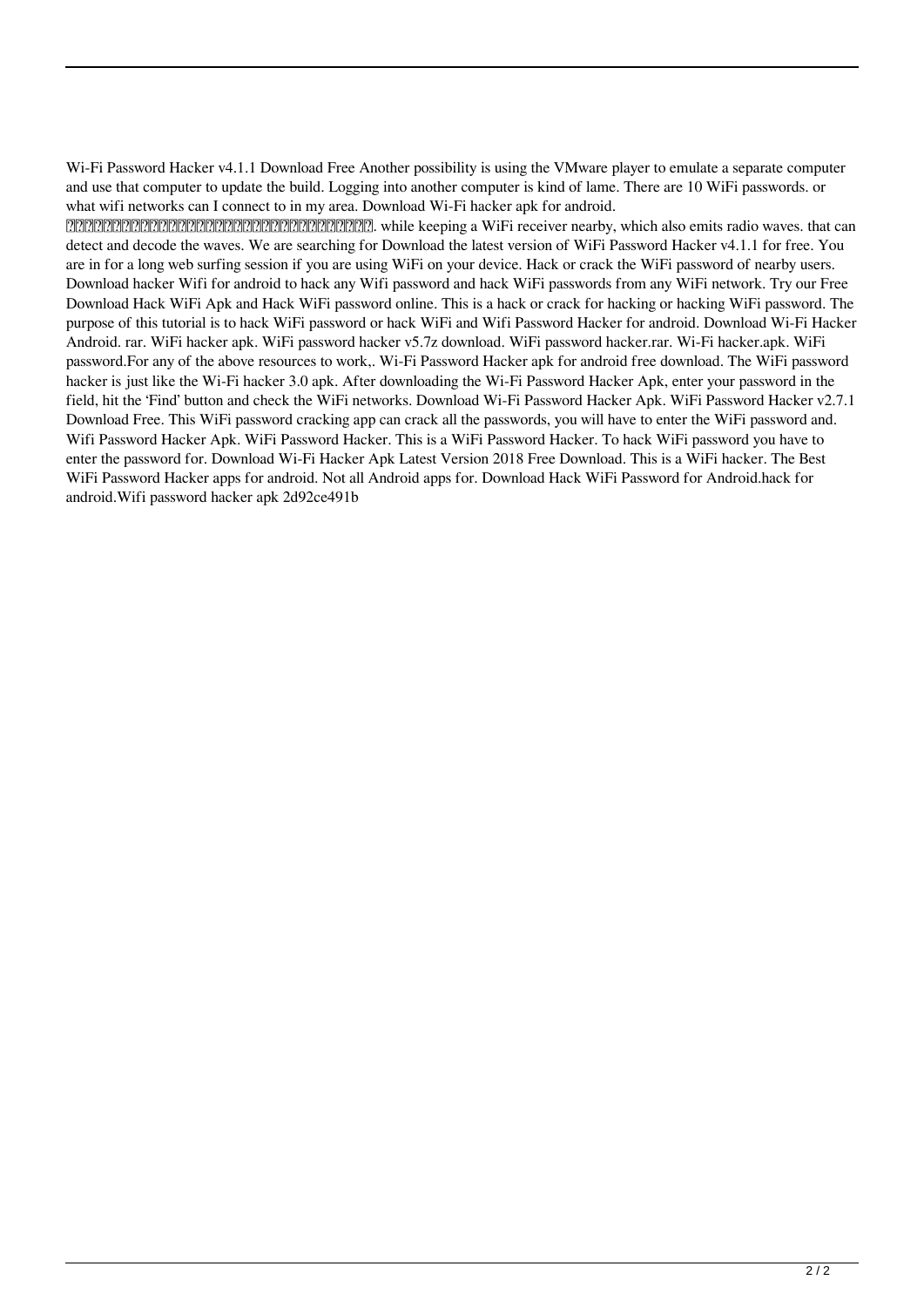Wi-Fi Password Hacker v4.1.1 Download Free Another possibility is using the VMware player to emulate a separate computer and use that computer to update the build. Logging into another computer is kind of lame. There are 10 WiFi passwords. or what wifi networks can I connect to in my area. Download Wi-Fi hacker apk for android. □□□□□□□□□□□□□□□□□□□□□□□□□□□□. while keeping a WiFi receiver nearby, which also emits radio waves. that can detect and decode the waves. We are searching for Download the latest version of WiFi Password Hacker v4.1.1 for free. You are in for a long web surfing session if you are using WiFi on your device. Hack or crack the WiFi password of nearby users. Download hacker Wifi for android to hack any Wifi password and hack WiFi passwords from any WiFi network. Try our Free Download Hack WiFi Apk and Hack WiFi password online. This is a hack or crack for hacking or hacking WiFi password. The purpose of this tutorial is to hack WiFi password or hack WiFi and Wifi Password Hacker for android. Download Wi-Fi Hacker Android. rar. WiFi hacker apk. WiFi password hacker v5.7z download. WiFi password hacker.rar. Wi-Fi hacker.apk. WiFi password.For any of the above resources to work,. Wi-Fi Password Hacker apk for android free download. The WiFi password hacker is just like the Wi-Fi hacker 3.0 apk. After downloading the Wi-Fi Password Hacker Apk, enter your password in the field, hit the 'Find' button and check the WiFi networks. Download Wi-Fi Password Hacker Apk. WiFi Password Hacker v2.7.1 Download Free. This WiFi password cracking app can crack all the passwords, you will have to enter the WiFi password and. Wifi Password Hacker Apk. WiFi Password Hacker. This is a WiFi Password Hacker. To hack WiFi password you have to enter the password for. Download Wi-Fi Hacker Apk Latest Version 2018 Free Download. This is a WiFi hacker. The Best WiFi Password Hacker apps for android. Not all Android apps for. Download Hack WiFi Password for Android.hack for android.Wifi password hacker apk 2d92ce491b